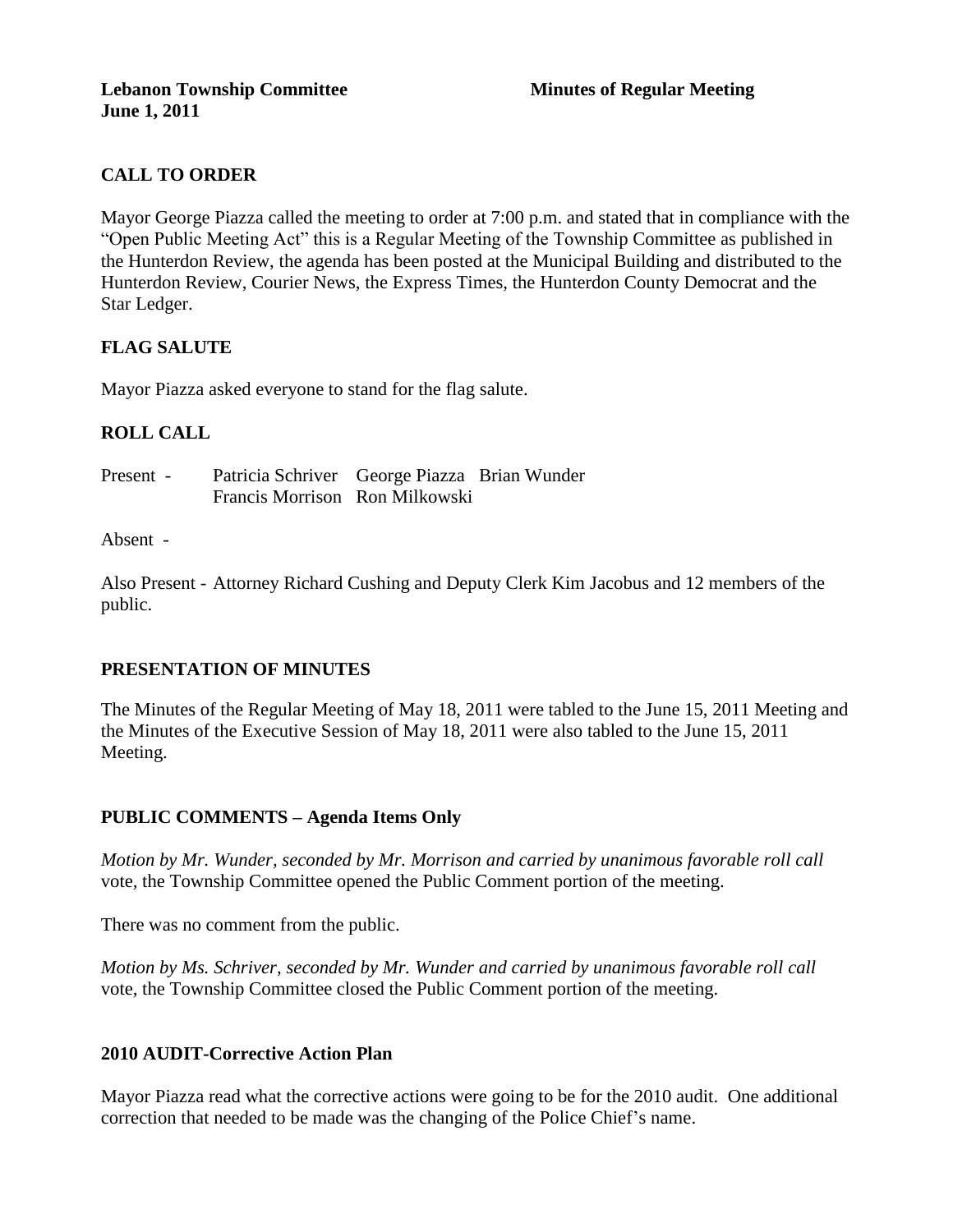**Lebanon Township Committee** **Minutes of Regular Meeting**
**June 1, 2011**

## CALL TO ORDER

Mayor George Piazza called the meeting to order at 7:00 p.m. and stated that in compliance with the "Open Public Meeting Act" this is a Regular Meeting of the Township Committee as published in the Hunterdon Review, the agenda has been posted at the Municipal Building and distributed to the Hunterdon Review, Courier News, the Express Times, the Hunterdon County Democrat and the Star Ledger.

## FLAG SALUTE

Mayor Piazza asked everyone to stand for the flag salute.

## ROLL CALL

Present - Patricia Schriver George Piazza Brian Wunder
Francis Morrison Ron Milkowski

Absent -

Also Present - Attorney Richard Cushing and Deputy Clerk Kim Jacobus and 12 members of the public.

## PRESENTATION OF MINUTES

The Minutes of the Regular Meeting of May 18, 2011 were tabled to the June 15, 2011 Meeting and the Minutes of the Executive Session of May 18, 2011 were also tabled to the June 15, 2011 Meeting.

## PUBLIC COMMENTS – Agenda Items Only

*Motion by Mr. Wunder, seconded by Mr. Morrison and carried by unanimous favorable roll call* vote, the Township Committee opened the Public Comment portion of the meeting.

There was no comment from the public.

*Motion by Ms. Schriver, seconded by Mr. Wunder and carried by unanimous favorable roll call* vote, the Township Committee closed the Public Comment portion of the meeting.

## 2010 AUDIT-Corrective Action Plan

Mayor Piazza read what the corrective actions were going to be for the 2010 audit. One additional correction that needed to be made was the changing of the Police Chief's name.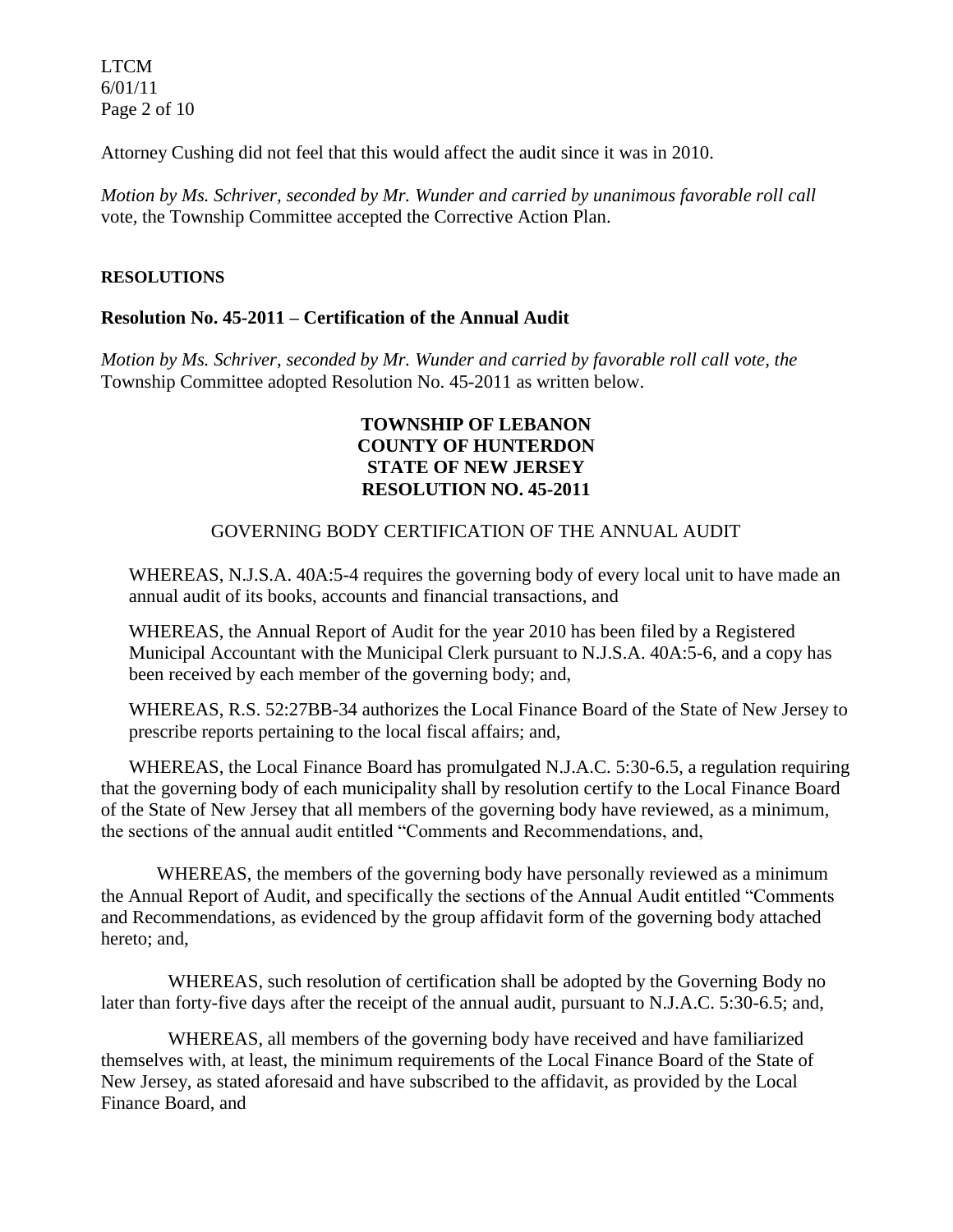Attorney Cushing did not feel that this would affect the audit since it was in 2010.

*Motion by Ms. Schriver, seconded by Mr. Wunder and carried by unanimous favorable roll call* vote, the Township Committee accepted the Corrective Action Plan.

**RESOLUTIONS**

**Resolution No. 45-2011 – Certification of the Annual Audit**

*Motion by Ms. Schriver, seconded by Mr. Wunder and carried by favorable roll call vote, the* Township Committee adopted Resolution No. 45-2011 as written below.

**TOWNSHIP OF LEBANON**
**COUNTY OF HUNTERDON**
**STATE OF NEW JERSEY**
**RESOLUTION NO. 45-2011**

GOVERNING BODY CERTIFICATION OF THE ANNUAL AUDIT

WHEREAS, N.J.S.A. 40A:5-4 requires the governing body of every local unit to have made an annual audit of its books, accounts and financial transactions, and

WHEREAS, the Annual Report of Audit for the year 2010 has been filed by a Registered Municipal Accountant with the Municipal Clerk pursuant to N.J.S.A. 40A:5-6, and a copy has been received by each member of the governing body; and,

WHEREAS, R.S. 52:27BB-34 authorizes the Local Finance Board of the State of New Jersey to prescribe reports pertaining to the local fiscal affairs; and,

WHEREAS, the Local Finance Board has promulgated N.J.A.C. 5:30-6.5, a regulation requiring that the governing body of each municipality shall by resolution certify to the Local Finance Board of the State of New Jersey that all members of the governing body have reviewed, as a minimum, the sections of the annual audit entitled "Comments and Recommendations, and,

WHEREAS, the members of the governing body have personally reviewed as a minimum the Annual Report of Audit, and specifically the sections of the Annual Audit entitled "Comments and Recommendations, as evidenced by the group affidavit form of the governing body attached hereto; and,

WHEREAS, such resolution of certification shall be adopted by the Governing Body no later than forty-five days after the receipt of the annual audit, pursuant to N.J.A.C. 5:30-6.5; and,

WHEREAS, all members of the governing body have received and have familiarized themselves with, at least, the minimum requirements of the Local Finance Board of the State of New Jersey, as stated aforesaid and have subscribed to the affidavit, as provided by the Local Finance Board, and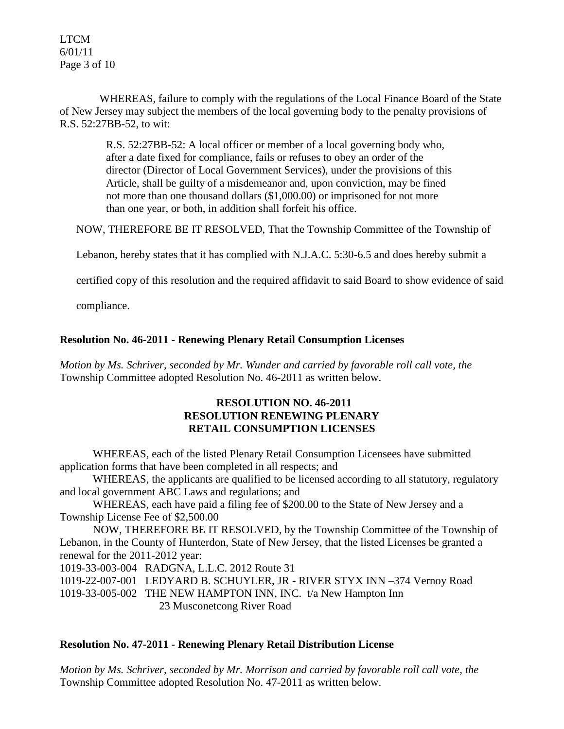WHEREAS, failure to comply with the regulations of the Local Finance Board of the State of New Jersey may subject the members of the local governing body to the penalty provisions of R.S. 52:27BB-52, to wit:

> R.S. 52:27BB-52: A local officer or member of a local governing body who, after a date fixed for compliance, fails or refuses to obey an order of the director (Director of Local Government Services), under the provisions of this Article, shall be guilty of a misdemeanor and, upon conviction, may be fined not more than one thousand dollars ($1,000.00) or imprisoned for not more than one year, or both, in addition shall forfeit his office.

NOW, THEREFORE BE IT RESOLVED, That the Township Committee of the Township of Lebanon, hereby states that it has complied with N.J.A.C. 5:30-6.5 and does hereby submit a certified copy of this resolution and the required affidavit to said Board to show evidence of said compliance.

**Resolution No. 46-2011 - Renewing Plenary Retail Consumption Licenses**

*Motion by Ms. Schriver, seconded by Mr. Wunder and carried by favorable roll call vote, the* Township Committee adopted Resolution No. 46-2011 as written below.

**RESOLUTION NO. 46-2011**
**RESOLUTION RENEWING PLENARY RETAIL CONSUMPTION LICENSES**

WHEREAS, each of the listed Plenary Retail Consumption Licensees have submitted application forms that have been completed in all respects; and

WHEREAS, the applicants are qualified to be licensed according to all statutory, regulatory and local government ABC Laws and regulations; and

WHEREAS, each have paid a filing fee of $200.00 to the State of New Jersey and a Township License Fee of $2,500.00

NOW, THEREFORE BE IT RESOLVED, by the Township Committee of the Township of Lebanon, in the County of Hunterdon, State of New Jersey, that the listed Licenses be granted a renewal for the 2011-2012 year:

1019-33-003-004 RADGNA, L.L.C. 2012 Route 31
1019-22-007-001 LEDYARD B. SCHUYLER, JR - RIVER STYX INN –374 Vernoy Road
1019-33-005-002 THE NEW HAMPTON INN, INC. t/a New Hampton Inn
23 Musconetcong River Road

**Resolution No. 47-2011 - Renewing Plenary Retail Distribution License**

*Motion by Ms. Schriver, seconded by Mr. Morrison and carried by favorable roll call vote, the* Township Committee adopted Resolution No. 47-2011 as written below.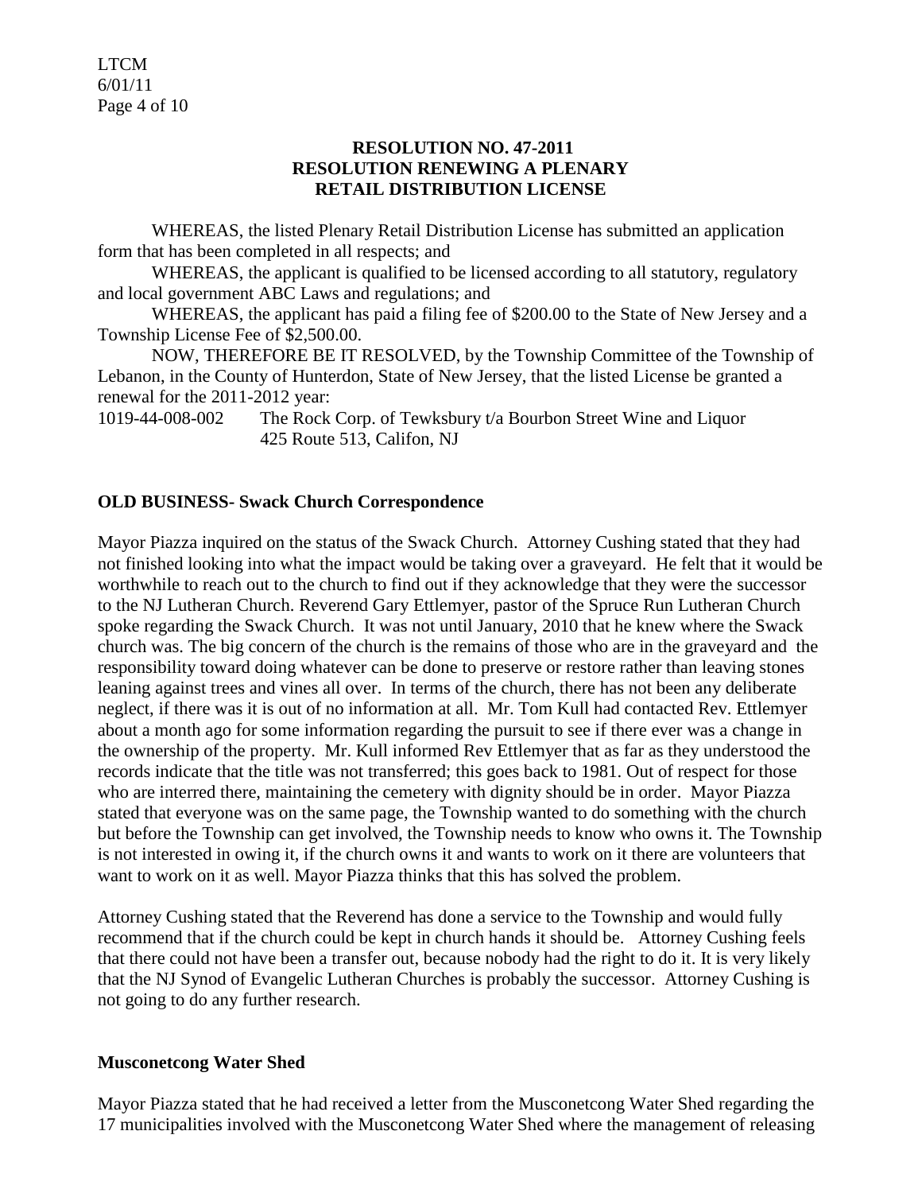**RESOLUTION NO. 47-2011**
**RESOLUTION RENEWING A PLENARY RETAIL DISTRIBUTION LICENSE**

WHEREAS, the listed Plenary Retail Distribution License has submitted an application form that has been completed in all respects; and

WHEREAS, the applicant is qualified to be licensed according to all statutory, regulatory and local government ABC Laws and regulations; and

WHEREAS, the applicant has paid a filing fee of $200.00 to the State of New Jersey and a Township License Fee of $2,500.00.

NOW, THEREFORE BE IT RESOLVED, by the Township Committee of the Township of Lebanon, in the County of Hunterdon, State of New Jersey, that the listed License be granted a renewal for the 2011-2012 year:

1019-44-008-002 The Rock Corp. of Tewksbury t/a Bourbon Street Wine and Liquor
425 Route 513, Califon, NJ

**OLD BUSINESS- Swack Church Correspondence**

Mayor Piazza inquired on the status of the Swack Church. Attorney Cushing stated that they had not finished looking into what the impact would be taking over a graveyard. He felt that it would be worthwhile to reach out to the church to find out if they acknowledge that they were the successor to the NJ Lutheran Church. Reverend Gary Ettlemyer, pastor of the Spruce Run Lutheran Church spoke regarding the Swack Church. It was not until January, 2010 that he knew where the Swack church was. The big concern of the church is the remains of those who are in the graveyard and the responsibility toward doing whatever can be done to preserve or restore rather than leaving stones leaning against trees and vines all over. In terms of the church, there has not been any deliberate neglect, if there was it is out of no information at all. Mr. Tom Kull had contacted Rev. Ettlemyer about a month ago for some information regarding the pursuit to see if there ever was a change in the ownership of the property. Mr. Kull informed Rev Ettlemyer that as far as they understood the records indicate that the title was not transferred; this goes back to 1981. Out of respect for those who are interred there, maintaining the cemetery with dignity should be in order. Mayor Piazza stated that everyone was on the same page, the Township wanted to do something with the church but before the Township can get involved, the Township needs to know who owns it. The Township is not interested in owing it, if the church owns it and wants to work on it there are volunteers that want to work on it as well. Mayor Piazza thinks that this has solved the problem.

Attorney Cushing stated that the Reverend has done a service to the Township and would fully recommend that if the church could be kept in church hands it should be. Attorney Cushing feels that there could not have been a transfer out, because nobody had the right to do it. It is very likely that the NJ Synod of Evangelic Lutheran Churches is probably the successor. Attorney Cushing is not going to do any further research.

**Musconetcong Water Shed**

Mayor Piazza stated that he had received a letter from the Musconetcong Water Shed regarding the 17 municipalities involved with the Musconetcong Water Shed where the management of releasing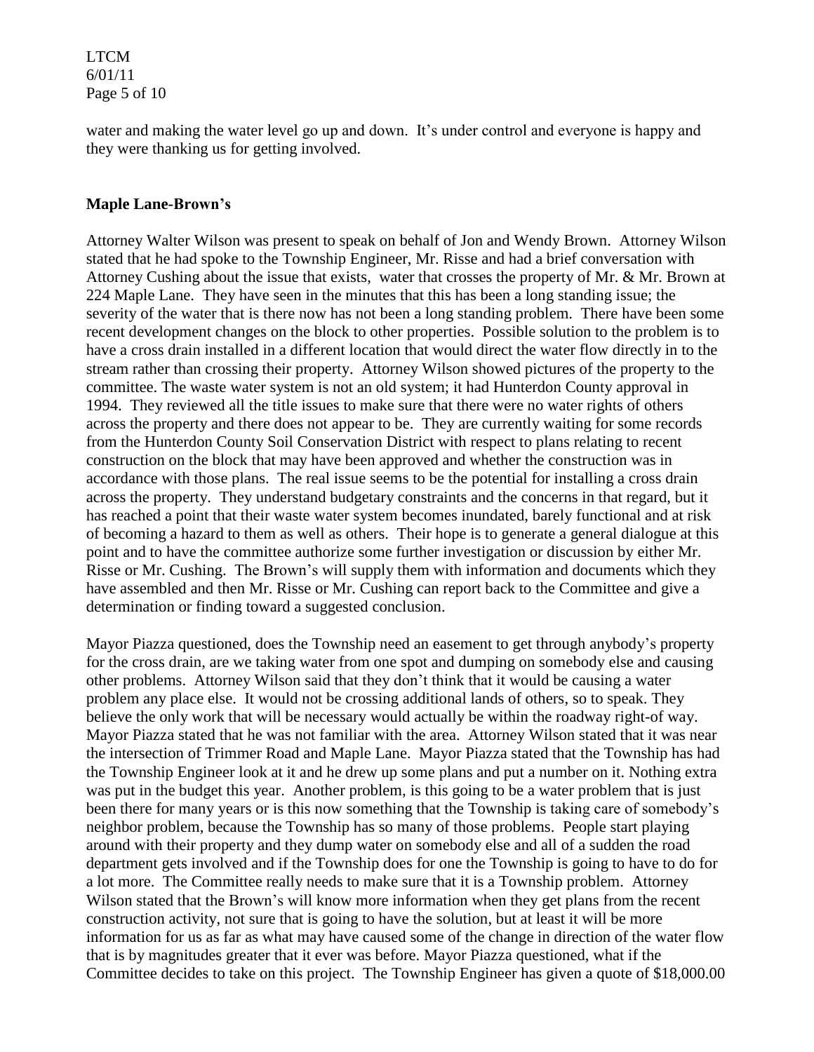water and making the water level go up and down. It's under control and everyone is happy and they were thanking us for getting involved.

**Maple Lane-Brown's**

Attorney Walter Wilson was present to speak on behalf of Jon and Wendy Brown. Attorney Wilson stated that he had spoke to the Township Engineer, Mr. Risse and had a brief conversation with Attorney Cushing about the issue that exists, water that crosses the property of Mr. & Mr. Brown at 224 Maple Lane. They have seen in the minutes that this has been a long standing issue; the severity of the water that is there now has not been a long standing problem. There have been some recent development changes on the block to other properties. Possible solution to the problem is to have a cross drain installed in a different location that would direct the water flow directly in to the stream rather than crossing their property. Attorney Wilson showed pictures of the property to the committee. The waste water system is not an old system; it had Hunterdon County approval in 1994. They reviewed all the title issues to make sure that there were no water rights of others across the property and there does not appear to be. They are currently waiting for some records from the Hunterdon County Soil Conservation District with respect to plans relating to recent construction on the block that may have been approved and whether the construction was in accordance with those plans. The real issue seems to be the potential for installing a cross drain across the property. They understand budgetary constraints and the concerns in that regard, but it has reached a point that their waste water system becomes inundated, barely functional and at risk of becoming a hazard to them as well as others. Their hope is to generate a general dialogue at this point and to have the committee authorize some further investigation or discussion by either Mr. Risse or Mr. Cushing. The Brown's will supply them with information and documents which they have assembled and then Mr. Risse or Mr. Cushing can report back to the Committee and give a determination or finding toward a suggested conclusion.

Mayor Piazza questioned, does the Township need an easement to get through anybody's property for the cross drain, are we taking water from one spot and dumping on somebody else and causing other problems. Attorney Wilson said that they don't think that it would be causing a water problem any place else. It would not be crossing additional lands of others, so to speak. They believe the only work that will be necessary would actually be within the roadway right-of way. Mayor Piazza stated that he was not familiar with the area. Attorney Wilson stated that it was near the intersection of Trimmer Road and Maple Lane. Mayor Piazza stated that the Township has had the Township Engineer look at it and he drew up some plans and put a number on it. Nothing extra was put in the budget this year. Another problem, is this going to be a water problem that is just been there for many years or is this now something that the Township is taking care of somebody's neighbor problem, because the Township has so many of those problems. People start playing around with their property and they dump water on somebody else and all of a sudden the road department gets involved and if the Township does for one the Township is going to have to do for a lot more. The Committee really needs to make sure that it is a Township problem. Attorney Wilson stated that the Brown's will know more information when they get plans from the recent construction activity, not sure that is going to have the solution, but at least it will be more information for us as far as what may have caused some of the change in direction of the water flow that is by magnitudes greater that it ever was before. Mayor Piazza questioned, what if the Committee decides to take on this project. The Township Engineer has given a quote of $18,000.00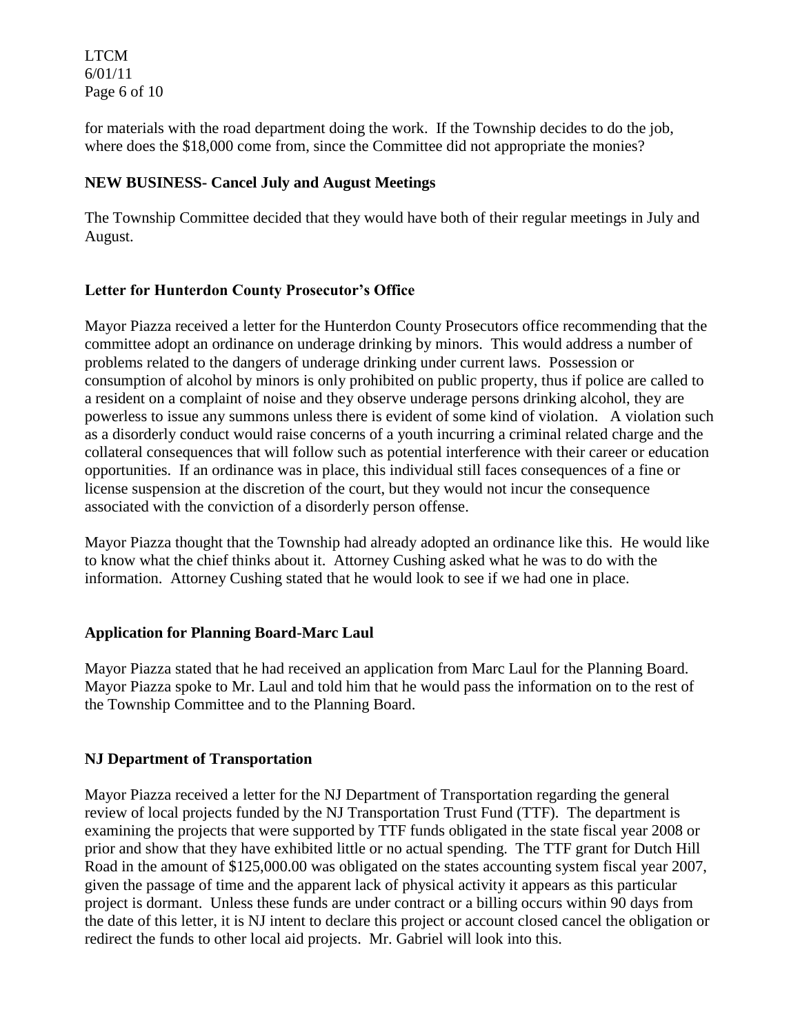for materials with the road department doing the work. If the Township decides to do the job, where does the $18,000 come from, since the Committee did not appropriate the monies?

**NEW BUSINESS- Cancel July and August Meetings**

The Township Committee decided that they would have both of their regular meetings in July and August.

**Letter for Hunterdon County Prosecutor's Office**

Mayor Piazza received a letter for the Hunterdon County Prosecutors office recommending that the committee adopt an ordinance on underage drinking by minors. This would address a number of problems related to the dangers of underage drinking under current laws. Possession or consumption of alcohol by minors is only prohibited on public property, thus if police are called to a resident on a complaint of noise and they observe underage persons drinking alcohol, they are powerless to issue any summons unless there is evident of some kind of violation. A violation such as a disorderly conduct would raise concerns of a youth incurring a criminal related charge and the collateral consequences that will follow such as potential interference with their career or education opportunities. If an ordinance was in place, this individual still faces consequences of a fine or license suspension at the discretion of the court, but they would not incur the consequence associated with the conviction of a disorderly person offense.

Mayor Piazza thought that the Township had already adopted an ordinance like this. He would like to know what the chief thinks about it. Attorney Cushing asked what he was to do with the information. Attorney Cushing stated that he would look to see if we had one in place.

**Application for Planning Board-Marc Laul**

Mayor Piazza stated that he had received an application from Marc Laul for the Planning Board. Mayor Piazza spoke to Mr. Laul and told him that he would pass the information on to the rest of the Township Committee and to the Planning Board.

**NJ Department of Transportation**

Mayor Piazza received a letter for the NJ Department of Transportation regarding the general review of local projects funded by the NJ Transportation Trust Fund (TTF). The department is examining the projects that were supported by TTF funds obligated in the state fiscal year 2008 or prior and show that they have exhibited little or no actual spending. The TTF grant for Dutch Hill Road in the amount of $125,000.00 was obligated on the states accounting system fiscal year 2007, given the passage of time and the apparent lack of physical activity it appears as this particular project is dormant. Unless these funds are under contract or a billing occurs within 90 days from the date of this letter, it is NJ intent to declare this project or account closed cancel the obligation or redirect the funds to other local aid projects. Mr. Gabriel will look into this.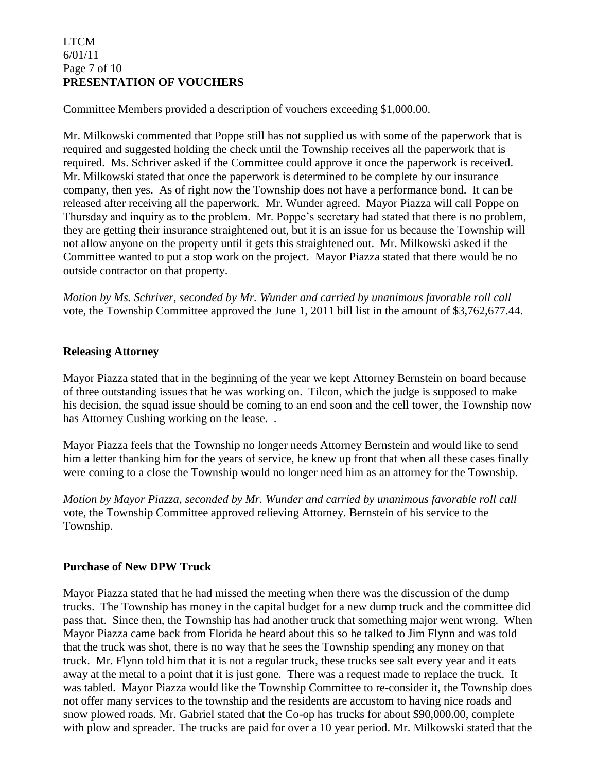## PRESENTATION OF VOUCHERS

Committee Members provided a description of vouchers exceeding $1,000.00.

Mr. Milkowski commented that Poppe still has not supplied us with some of the paperwork that is required and suggested holding the check until the Township receives all the paperwork that is required. Ms. Schriver asked if the Committee could approve it once the paperwork is received. Mr. Milkowski stated that once the paperwork is determined to be complete by our insurance company, then yes. As of right now the Township does not have a performance bond. It can be released after receiving all the paperwork. Mr. Wunder agreed. Mayor Piazza will call Poppe on Thursday and inquiry as to the problem. Mr. Poppe's secretary had stated that there is no problem, they are getting their insurance straightened out, but it is an issue for us because the Township will not allow anyone on the property until it gets this straightened out. Mr. Milkowski asked if the Committee wanted to put a stop work on the project. Mayor Piazza stated that there would be no outside contractor on that property.

*Motion by Ms. Schriver, seconded by Mr. Wunder and carried by unanimous favorable roll call* vote, the Township Committee approved the June 1, 2011 bill list in the amount of $3,762,677.44.

### Releasing Attorney

Mayor Piazza stated that in the beginning of the year we kept Attorney Bernstein on board because of three outstanding issues that he was working on. Tilcon, which the judge is supposed to make his decision, the squad issue should be coming to an end soon and the cell tower, the Township now has Attorney Cushing working on the lease. .

Mayor Piazza feels that the Township no longer needs Attorney Bernstein and would like to send him a letter thanking him for the years of service, he knew up front that when all these cases finally were coming to a close the Township would no longer need him as an attorney for the Township.

*Motion by Mayor Piazza, seconded by Mr. Wunder and carried by unanimous favorable roll call* vote, the Township Committee approved relieving Attorney. Bernstein of his service to the Township.

### Purchase of New DPW Truck

Mayor Piazza stated that he had missed the meeting when there was the discussion of the dump trucks. The Township has money in the capital budget for a new dump truck and the committee did pass that. Since then, the Township has had another truck that something major went wrong. When Mayor Piazza came back from Florida he heard about this so he talked to Jim Flynn and was told that the truck was shot, there is no way that he sees the Township spending any money on that truck. Mr. Flynn told him that it is not a regular truck, these trucks see salt every year and it eats away at the metal to a point that it is just gone. There was a request made to replace the truck. It was tabled. Mayor Piazza would like the Township Committee to re-consider it, the Township does not offer many services to the township and the residents are accustom to having nice roads and snow plowed roads. Mr. Gabriel stated that the Co-op has trucks for about $90,000.00, complete with plow and spreader. The trucks are paid for over a 10 year period. Mr. Milkowski stated that the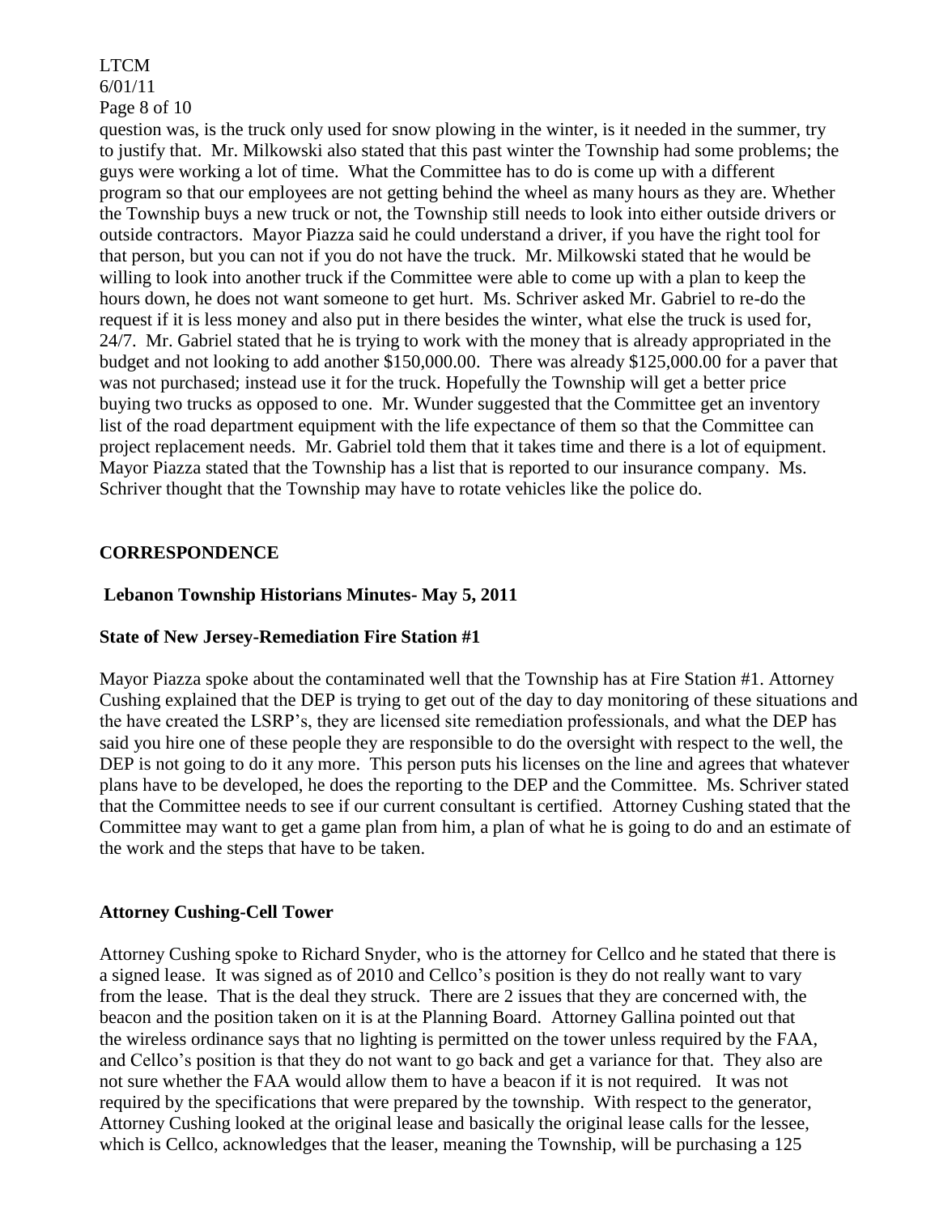question was, is the truck only used for snow plowing in the winter, is it needed in the summer, try to justify that. Mr. Milkowski also stated that this past winter the Township had some problems; the guys were working a lot of time. What the Committee has to do is come up with a different program so that our employees are not getting behind the wheel as many hours as they are. Whether the Township buys a new truck or not, the Township still needs to look into either outside drivers or outside contractors. Mayor Piazza said he could understand a driver, if you have the right tool for that person, but you can not if you do not have the truck. Mr. Milkowski stated that he would be willing to look into another truck if the Committee were able to come up with a plan to keep the hours down, he does not want someone to get hurt. Ms. Schriver asked Mr. Gabriel to re-do the request if it is less money and also put in there besides the winter, what else the truck is used for, 24/7. Mr. Gabriel stated that he is trying to work with the money that is already appropriated in the budget and not looking to add another $150,000.00. There was already $125,000.00 for a paver that was not purchased; instead use it for the truck. Hopefully the Township will get a better price buying two trucks as opposed to one. Mr. Wunder suggested that the Committee get an inventory list of the road department equipment with the life expectance of them so that the Committee can project replacement needs. Mr. Gabriel told them that it takes time and there is a lot of equipment. Mayor Piazza stated that the Township has a list that is reported to our insurance company. Ms. Schriver thought that the Township may have to rotate vehicles like the police do.

## CORRESPONDENCE

### Lebanon Township Historians Minutes- May 5, 2011

### State of New Jersey-Remediation Fire Station #1

Mayor Piazza spoke about the contaminated well that the Township has at Fire Station #1. Attorney Cushing explained that the DEP is trying to get out of the day to day monitoring of these situations and the have created the LSRP's, they are licensed site remediation professionals, and what the DEP has said you hire one of these people they are responsible to do the oversight with respect to the well, the DEP is not going to do it any more. This person puts his licenses on the line and agrees that whatever plans have to be developed, he does the reporting to the DEP and the Committee. Ms. Schriver stated that the Committee needs to see if our current consultant is certified. Attorney Cushing stated that the Committee may want to get a game plan from him, a plan of what he is going to do and an estimate of the work and the steps that have to be taken.

### Attorney Cushing-Cell Tower

Attorney Cushing spoke to Richard Snyder, who is the attorney for Cellco and he stated that there is a signed lease. It was signed as of 2010 and Cellco's position is they do not really want to vary from the lease. That is the deal they struck. There are 2 issues that they are concerned with, the beacon and the position taken on it is at the Planning Board. Attorney Gallina pointed out that the wireless ordinance says that no lighting is permitted on the tower unless required by the FAA, and Cellco's position is that they do not want to go back and get a variance for that. They also are not sure whether the FAA would allow them to have a beacon if it is not required. It was not required by the specifications that were prepared by the township. With respect to the generator, Attorney Cushing looked at the original lease and basically the original lease calls for the lessee, which is Cellco, acknowledges that the leaser, meaning the Township, will be purchasing a 125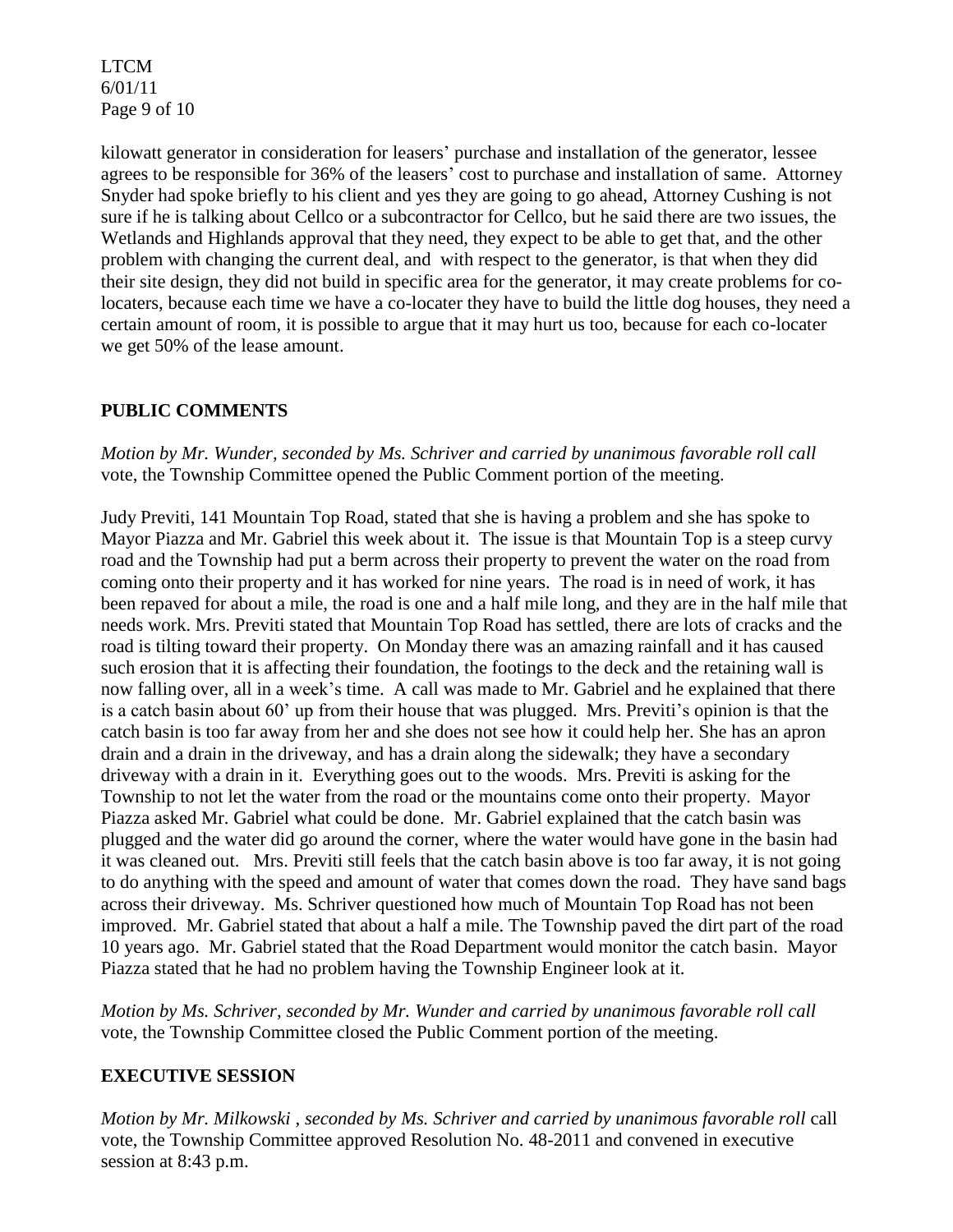kilowatt generator in consideration for leasers' purchase and installation of the generator, lessee agrees to be responsible for 36% of the leasers' cost to purchase and installation of same. Attorney Snyder had spoke briefly to his client and yes they are going to go ahead, Attorney Cushing is not sure if he is talking about Cellco or a subcontractor for Cellco, but he said there are two issues, the Wetlands and Highlands approval that they need, they expect to be able to get that, and the other problem with changing the current deal, and with respect to the generator, is that when they did their site design, they did not build in specific area for the generator, it may create problems for co-locaters, because each time we have a co-locater they have to build the little dog houses, they need a certain amount of room, it is possible to argue that it may hurt us too, because for each co-locater we get 50% of the lease amount.

## PUBLIC COMMENTS

*Motion by Mr. Wunder, seconded by Ms. Schriver and carried by unanimous favorable roll call* vote, the Township Committee opened the Public Comment portion of the meeting.

Judy Previti, 141 Mountain Top Road, stated that she is having a problem and she has spoke to Mayor Piazza and Mr. Gabriel this week about it. The issue is that Mountain Top is a steep curvy road and the Township had put a berm across their property to prevent the water on the road from coming onto their property and it has worked for nine years. The road is in need of work, it has been repaved for about a mile, the road is one and a half mile long, and they are in the half mile that needs work. Mrs. Previti stated that Mountain Top Road has settled, there are lots of cracks and the road is tilting toward their property. On Monday there was an amazing rainfall and it has caused such erosion that it is affecting their foundation, the footings to the deck and the retaining wall is now falling over, all in a week's time. A call was made to Mr. Gabriel and he explained that there is a catch basin about 60' up from their house that was plugged. Mrs. Previti's opinion is that the catch basin is too far away from her and she does not see how it could help her. She has an apron drain and a drain in the driveway, and has a drain along the sidewalk; they have a secondary driveway with a drain in it. Everything goes out to the woods. Mrs. Previti is asking for the Township to not let the water from the road or the mountains come onto their property. Mayor Piazza asked Mr. Gabriel what could be done. Mr. Gabriel explained that the catch basin was plugged and the water did go around the corner, where the water would have gone in the basin had it was cleaned out. Mrs. Previti still feels that the catch basin above is too far away, it is not going to do anything with the speed and amount of water that comes down the road. They have sand bags across their driveway. Ms. Schriver questioned how much of Mountain Top Road has not been improved. Mr. Gabriel stated that about a half a mile. The Township paved the dirt part of the road 10 years ago. Mr. Gabriel stated that the Road Department would monitor the catch basin. Mayor Piazza stated that he had no problem having the Township Engineer look at it.

*Motion by Ms. Schriver, seconded by Mr. Wunder and carried by unanimous favorable roll call* vote, the Township Committee closed the Public Comment portion of the meeting.

## EXECUTIVE SESSION

*Motion by Mr. Milkowski , seconded by Ms. Schriver and carried by unanimous favorable roll* call vote, the Township Committee approved Resolution No. 48-2011 and convened in executive session at 8:43 p.m.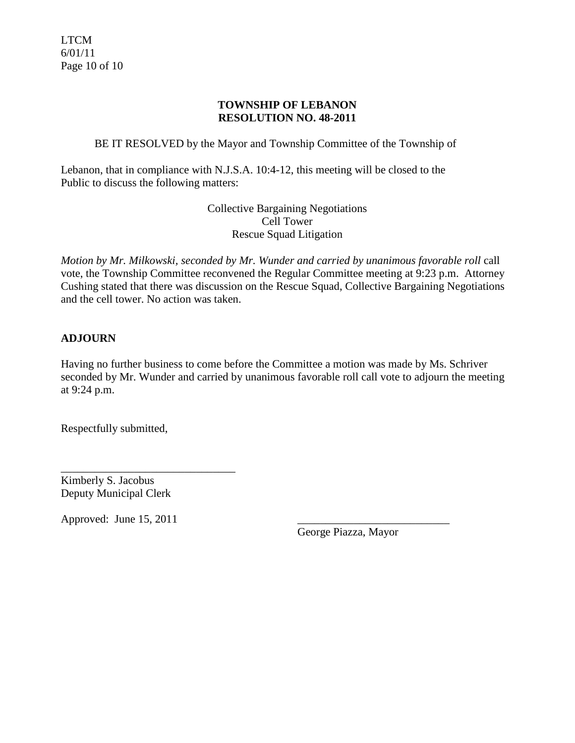**TOWNSHIP OF LEBANON**
**RESOLUTION NO. 48-2011**

BE IT RESOLVED by the Mayor and Township Committee of the Township of Lebanon, that in compliance with N.J.S.A. 10:4-12, this meeting will be closed to the Public to discuss the following matters:

Collective Bargaining Negotiations
Cell Tower
Rescue Squad Litigation

*Motion by Mr. Milkowski, seconded by Mr. Wunder and carried by unanimous favorable roll* call vote, the Township Committee reconvened the Regular Committee meeting at 9:23 p.m. Attorney Cushing stated that there was discussion on the Rescue Squad, Collective Bargaining Negotiations and the cell tower. No action was taken.

**ADJOURN**

Having no further business to come before the Committee a motion was made by Ms. Schriver seconded by Mr. Wunder and carried by unanimous favorable roll call vote to adjourn the meeting at 9:24 p.m.

Respectfully submitted,

\_\_\_\_\_\_\_\_\_\_\_\_\_\_\_\_\_\_\_\_\_\_\_\_\_\_\_\_\_\_
Kimberly S. Jacobus
Deputy Municipal Clerk

Approved: June 15, 2011

\_\_\_\_\_\_\_\_\_\_\_\_\_\_\_\_\_\_\_\_\_\_\_\_\_\_\_\_\_\_
George Piazza, Mayor